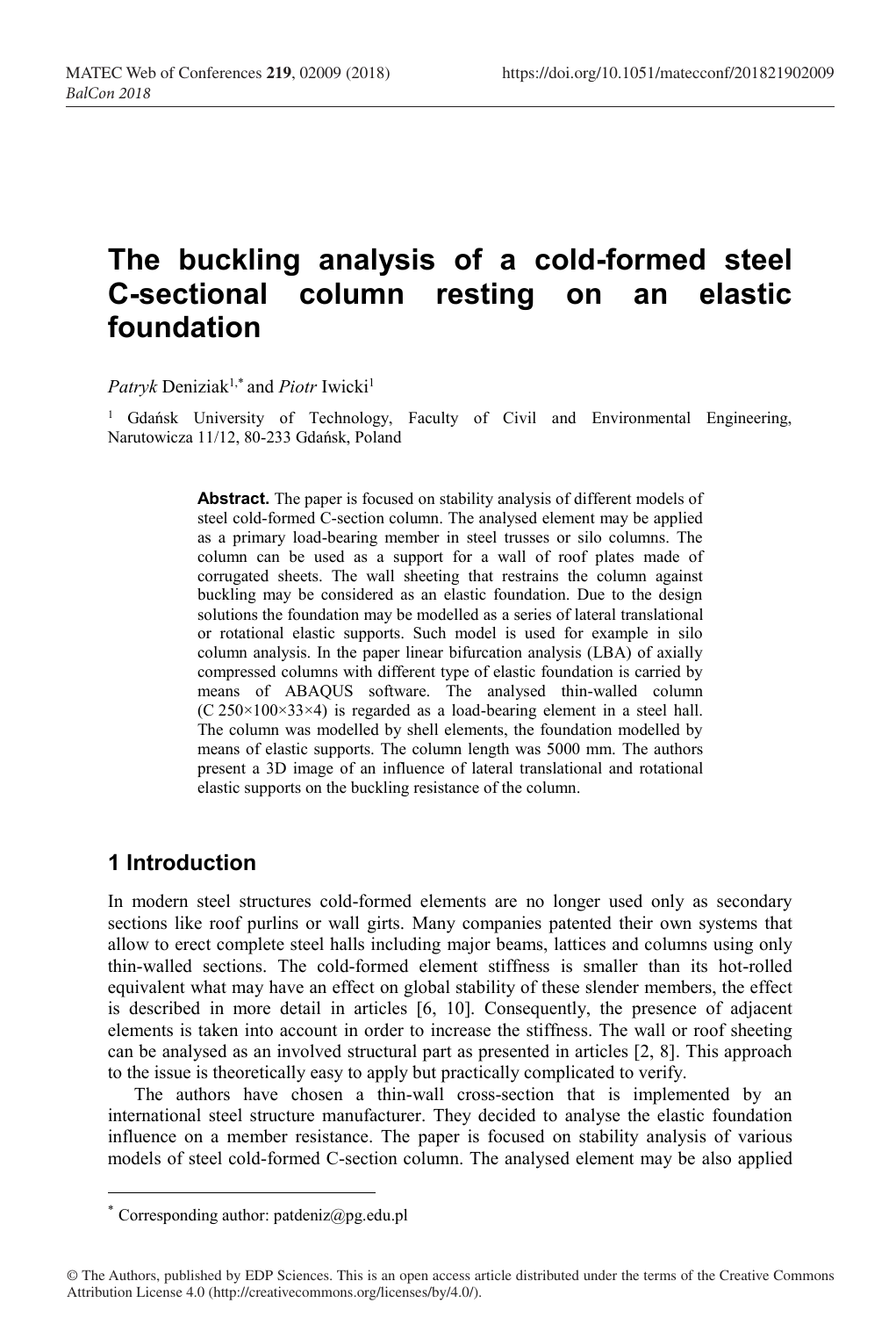# The buckling analysis of a cold-formed steel C-sectional column resting on an elastic foundation

*Patryk* Deniziak[1,*] and *Piotr* Iwicki[1]

[1] Gdańsk University of Technology, Faculty of Civil and Environmental Engineering, Narutowicza 11/12, 80-233 Gdańsk, Poland

**Abstract.** The paper is focused on stability analysis of different models of steel cold-formed C-section column. The analysed element may be applied as a primary load-bearing member in steel trusses or silo columns. The column can be used as a support for a wall of roof plates made of corrugated sheets. The wall sheeting that restrains the column against buckling may be considered as an elastic foundation. Due to the design solutions the foundation may be modelled as a series of lateral translational or rotational elastic supports. Such model is used for example in silo column analysis. In the paper linear bifurcation analysis (LBA) of axially compressed columns with different type of elastic foundation is carried by means of ABAQUS software. The analysed thin-walled column (C 250×100×33×4) is regarded as a load-bearing element in a steel hall. The column was modelled by shell elements, the foundation modelled by means of elastic supports. The column length was 5000 mm. The authors present a 3D image of an influence of lateral translational and rotational elastic supports on the buckling resistance of the column.

## 1 Introduction

In modern steel structures cold-formed elements are no longer used only as secondary sections like roof purlins or wall girts. Many companies patented their own systems that allow to erect complete steel halls including major beams, lattices and columns using only thin-walled sections. The cold-formed element stiffness is smaller than its hot-rolled equivalent what may have an effect on global stability of these slender members, the effect is described in more detail in articles [6, 10]. Consequently, the presence of adjacent elements is taken into account in order to increase the stiffness. The wall or roof sheeting can be analysed as an involved structural part as presented in articles [2, 8]. This approach to the issue is theoretically easy to apply but practically complicated to verify.

The authors have chosen a thin-wall cross-section that is implemented by an international steel structure manufacturer. They decided to analyse the elastic foundation influence on a member resistance. The paper is focused on stability analysis of various models of steel cold-formed C-section column. The analysed element may be also applied

* Corresponding author: patdeniz@pg.edu.pl

© The Authors, published by EDP Sciences. This is an open access article distributed under the terms of the Creative Commons Attribution License 4.0 (http://creativecommons.org/licenses/by/4.0/).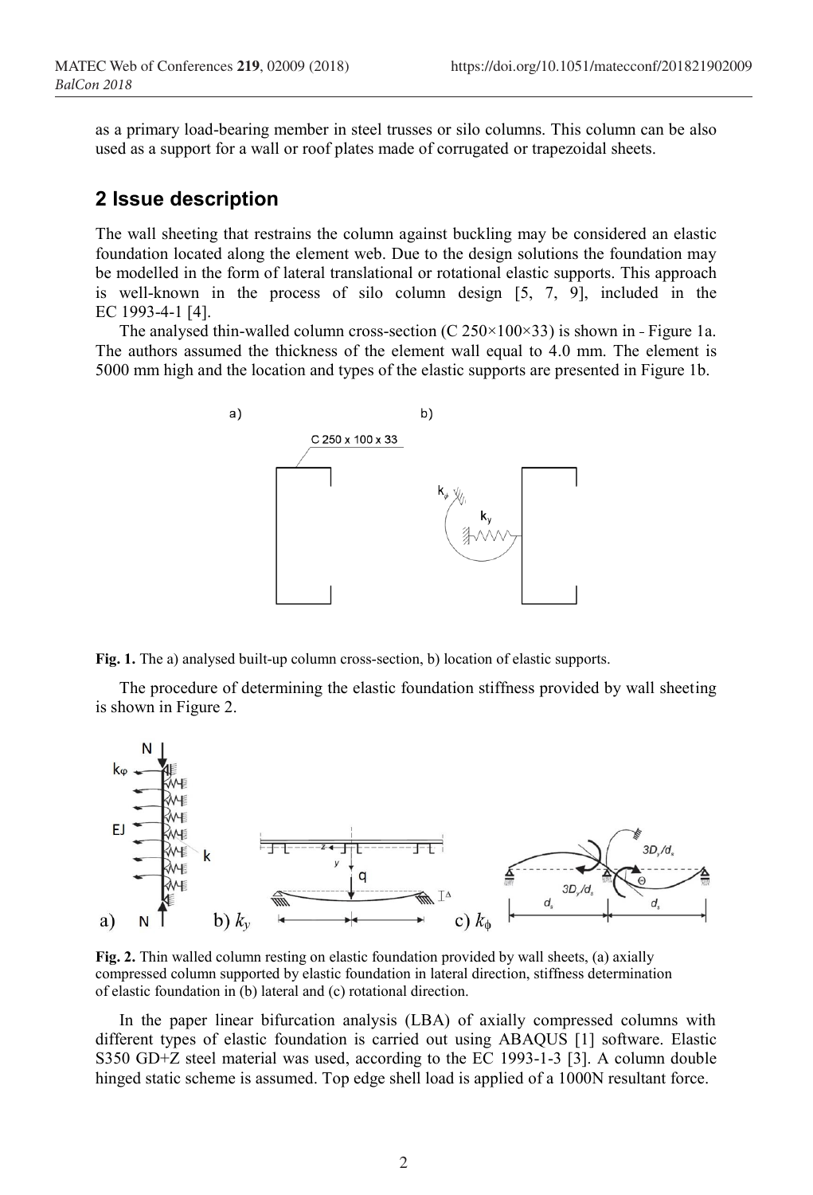as a primary load-bearing member in steel trusses or silo columns. This column can be also used as a support for a wall or roof plates made of corrugated or trapezoidal sheets.

## 2 Issue description

The wall sheeting that restrains the column against buckling may be considered an elastic foundation located along the element web. Due to the design solutions the foundation may be modelled in the form of lateral translational or rotational elastic supports. This approach is well-known in the process of silo column design [5, 7, 9], included in the EC 1993-4-1 [4].

The analysed thin-walled column cross-section (C 250×100×33) is shown in - Figure 1a. The authors assumed the thickness of the element wall equal to 4.0 mm. The element is 5000 mm high and the location and types of the elastic supports are presented in Figure 1b.

**Fig. 1.** The a) analysed built-up column cross-section, b) location of elastic supports.

The procedure of determining the elastic foundation stiffness provided by wall sheeting is shown in Figure 2.

**Fig. 2.** Thin walled column resting on elastic foundation provided by wall sheets, (a) axially compressed column supported by elastic foundation in lateral direction, stiffness determination of elastic foundation in (b) lateral and (c) rotational direction.

In the paper linear bifurcation analysis (LBA) of axially compressed columns with different types of elastic foundation is carried out using ABAQUS [1] software. Elastic S350 GD+Z steel material was used, according to the EC 1993-1-3 [3]. A column double hinged static scheme is assumed. Top edge shell load is applied of a 1000N resultant force.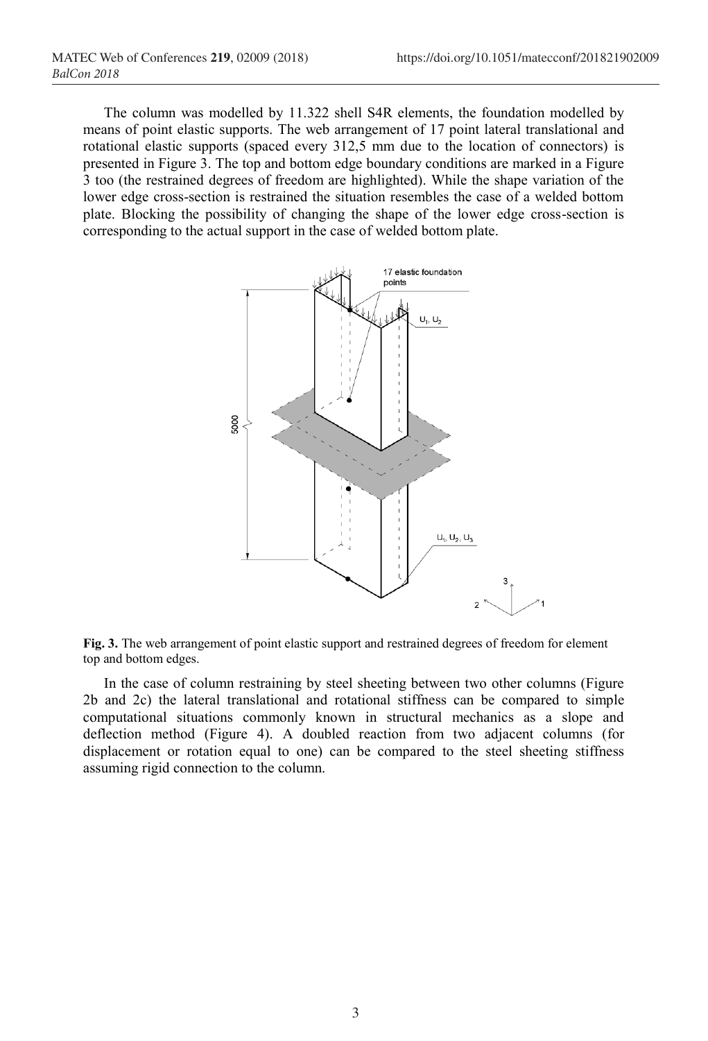The column was modelled by 11.322 shell S4R elements, the foundation modelled by means of point elastic supports. The web arrangement of 17 point lateral translational and rotational elastic supports (spaced every 312,5 mm due to the location of connectors) is presented in Figure 3. The top and bottom edge boundary conditions are marked in a Figure 3 too (the restrained degrees of freedom are highlighted). While the shape variation of the lower edge cross-section is restrained the situation resembles the case of a welded bottom plate. Blocking the possibility of changing the shape of the lower edge cross-section is corresponding to the actual support in the case of welded bottom plate.

17 elastic foundation points

$U_1$, $U_2$

5000

$U_1$, $U_2$, $U_3$

3

2

1

**Fig. 3.** The web arrangement of point elastic support and restrained degrees of freedom for element top and bottom edges.

In the case of column restraining by steel sheeting between two other columns (Figure 2b and 2c) the lateral translational and rotational stiffness can be compared to simple computational situations commonly known in structural mechanics as a slope and deflection method (Figure 4). A doubled reaction from two adjacent columns (for displacement or rotation equal to one) can be compared to the steel sheeting stiffness assuming rigid connection to the column.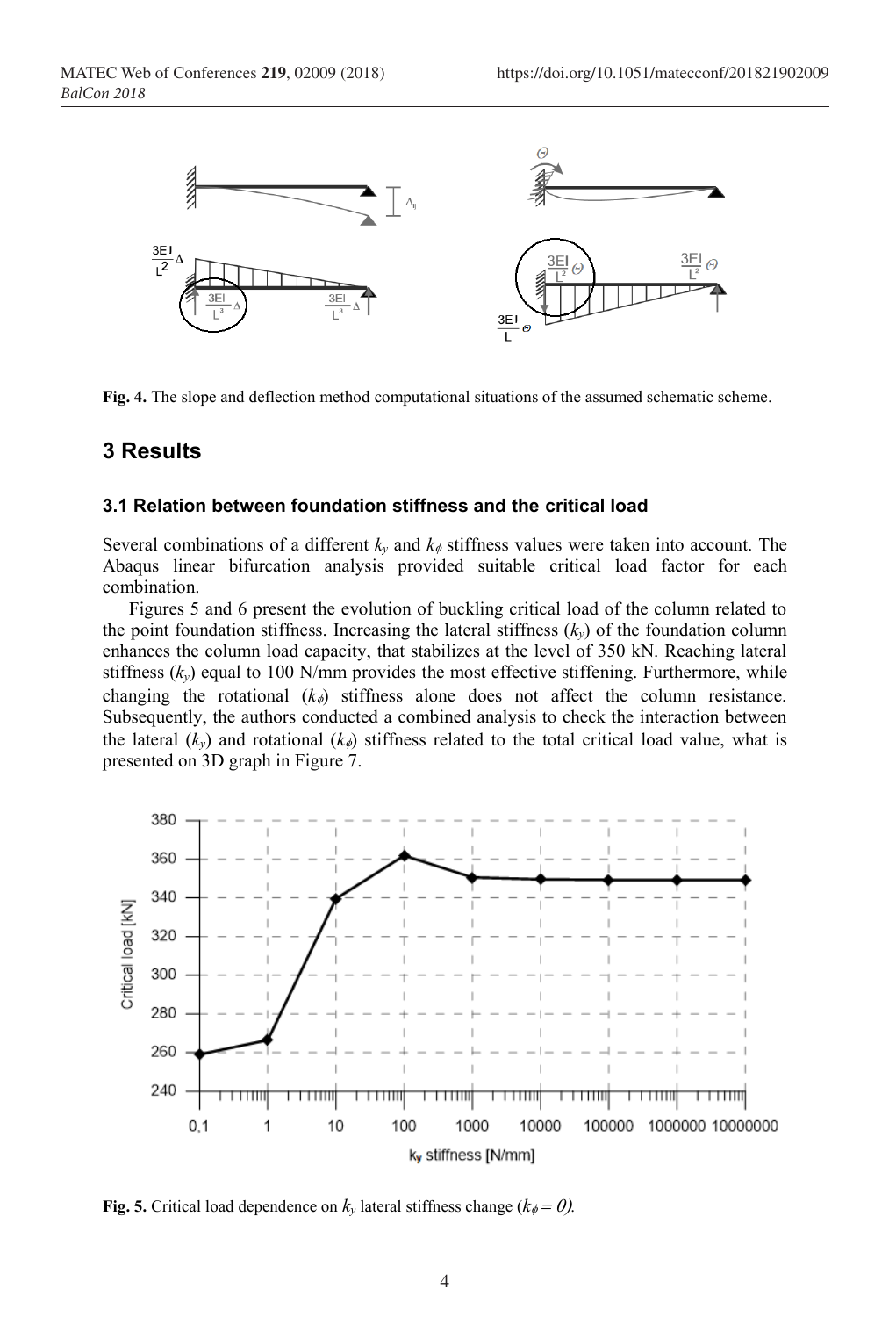3EI/L² Δ

3EI/L³ Δ

3EI/L³ Δ

Δ

Θ

3EI/L² Θ

3EI/L² Θ

3EI/L Θ

**Fig. 4.** The slope and deflection method computational situations of the assumed schematic scheme.

## 3 Results

### 3.1 Relation between foundation stiffness and the critical load

Several combinations of a different $k_y$ and $k_\phi$ stiffness values were taken into account. The Abaqus linear bifurcation analysis provided suitable critical load factor for each combination.

Figures 5 and 6 present the evolution of buckling critical load of the column related to the point foundation stiffness. Increasing the lateral stiffness ($k_y$) of the foundation column enhances the column load capacity, that stabilizes at the level of 350 kN. Reaching lateral stiffness ($k_y$) equal to 100 N/mm provides the most effective stiffening. Furthermore, while changing the rotational ($k_\phi$) stiffness alone does not affect the column resistance. Subsequently, the authors conducted a combined analysis to check the interaction between the lateral ($k_y$) and rotational ($k_\phi$) stiffness related to the total critical load value, what is presented on 3D graph in Figure 7.

Critical load [kN]

380
360
340
320
300
280
260
240

0,1 1 10 100 1000 10000 100000 1000000 10000000

$k_y$ stiffness [N/mm]

**Fig. 5.** Critical load dependence on $k_y$ lateral stiffness change ($k_\phi = 0$).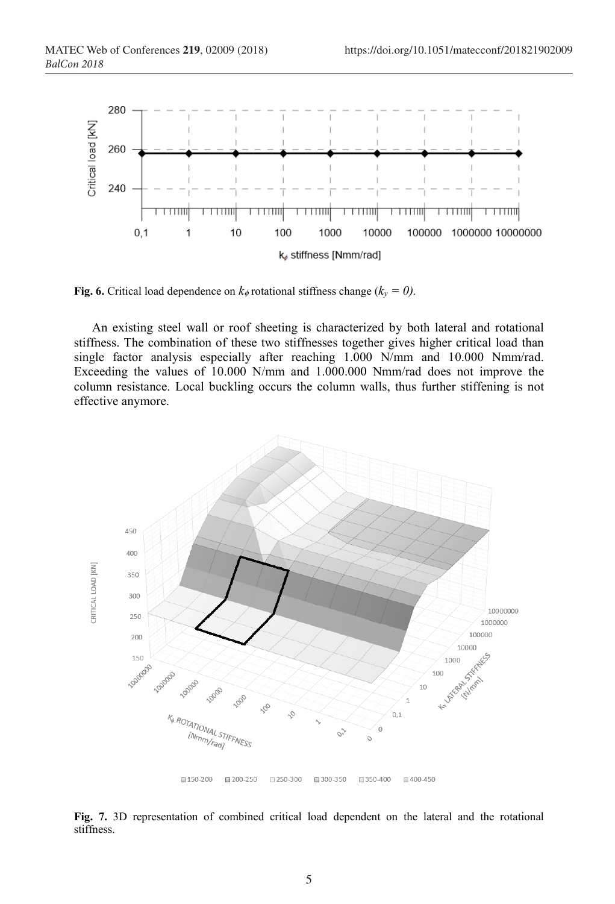**Fig. 6.** Critical load dependence on $k_\phi$ rotational stiffness change ($k_y = 0$).

An existing steel wall or roof sheeting is characterized by both lateral and rotational stiffness. The combination of these two stiffnesses together gives higher critical load than single factor analysis especially after reaching 1.000 N/mm and 10.000 Nmm/rad. Exceeding the values of 10.000 N/mm and 1.000.000 Nmm/rad does not improve the column resistance. Local buckling occurs the column walls, thus further stiffening is not effective anymore.

**Fig. 7.** 3D representation of combined critical load dependent on the lateral and the rotational stiffness.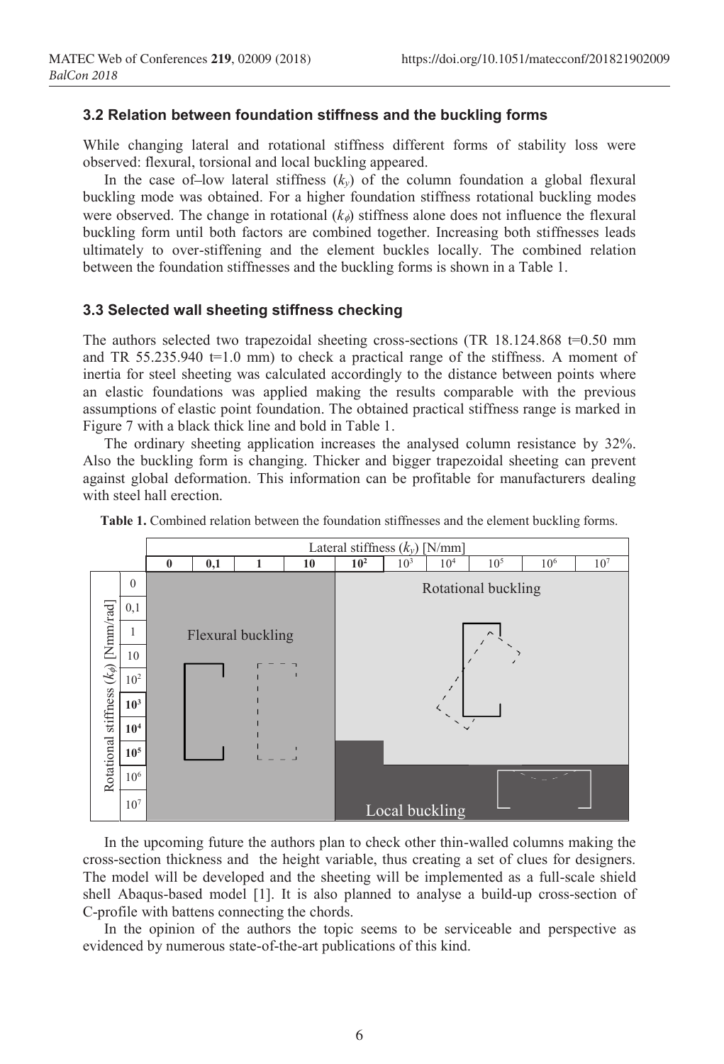### 3.2 Relation between foundation stiffness and the buckling forms

While changing lateral and rotational stiffness different forms of stability loss were observed: flexural, torsional and local buckling appeared.

In the case of low lateral stiffness ($k_y$) of the column foundation a global flexural buckling mode was obtained. For a higher foundation stiffness rotational buckling modes were observed. The change in rotational ($k_\phi$) stiffness alone does not influence the flexural buckling form until both factors are combined together. Increasing both stiffnesses leads ultimately to over-stiffening and the element buckles locally. The combined relation between the foundation stiffnesses and the buckling forms is shown in a Table 1.

### 3.3 Selected wall sheeting stiffness checking

The authors selected two trapezoidal sheeting cross-sections (TR 18.124.868 t=0.50 mm and TR 55.235.940 t=1.0 mm) to check a practical range of the stiffness. A moment of inertia for steel sheeting was calculated accordingly to the distance between points where an elastic foundations was applied making the results comparable with the previous assumptions of elastic point foundation. The obtained practical stiffness range is marked in Figure 7 with a black thick line and bold in Table 1.

The ordinary sheeting application increases the analysed column resistance by 32%. Also the buckling form is changing. Thicker and bigger trapezoidal sheeting can prevent against global deformation. This information can be profitable for manufacturers dealing with steel hall erection.

**Table 1.** Combined relation between the foundation stiffnesses and the element buckling forms.

Lateral stiffness ($k_y$) [N/mm]

**0** **0,1** **1** **10** **$10^2$** $10^3$ $10^4$ $10^5$ $10^6$ $10^7$

Rotational stiffness ($k_\phi$) [Nmm/rad]

0 0,1 1 10 $10^2$ **$10^3$** **$10^4$** **$10^5$** $10^6$ $10^7$

Flexural buckling

Rotational buckling

Local buckling

In the upcoming future the authors plan to check other thin-walled columns making the cross-section thickness and the height variable, thus creating a set of clues for designers. The model will be developed and the sheeting will be implemented as a full-scale shield shell Abaqus-based model [1]. It is also planned to analyse a build-up cross-section of C-profile with battens connecting the chords.

In the opinion of the authors the topic seems to be serviceable and perspective as evidenced by numerous state-of-the-art publications of this kind.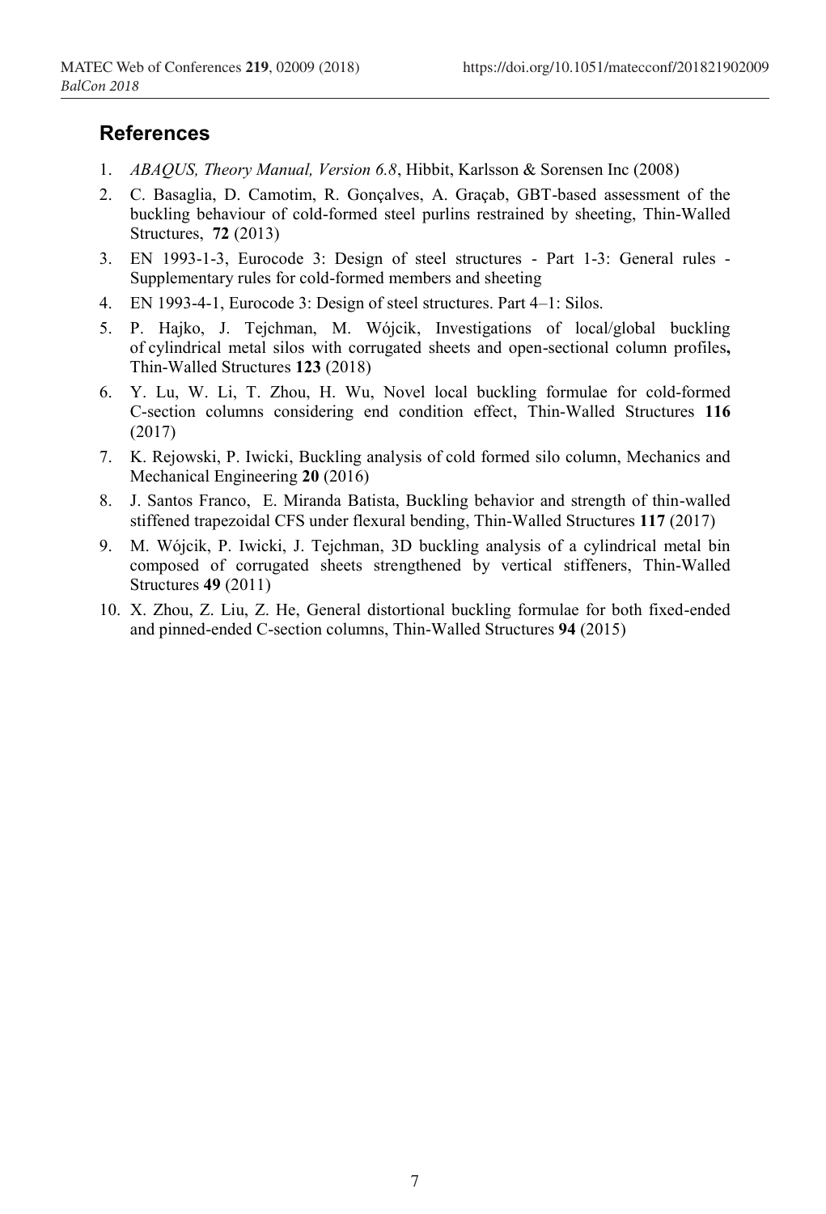## References

1. *ABAQUS, Theory Manual, Version 6.8*, Hibbit, Karlsson & Sorensen Inc (2008)
2. C. Basaglia, D. Camotim, R. Gonçalves, A. Graçab, GBT-based assessment of the buckling behaviour of cold-formed steel purlins restrained by sheeting, Thin-Walled Structures, **72** (2013)
3. EN 1993-1-3, Eurocode 3: Design of steel structures - Part 1-3: General rules - Supplementary rules for cold-formed members and sheeting
4. EN 1993-4-1, Eurocode 3: Design of steel structures. Part 4–1: Silos.
5. P. Hajko, J. Tejchman, M. Wójcik, Investigations of local/global buckling of cylindrical metal silos with corrugated sheets and open-sectional column profiles**,** Thin-Walled Structures **123** (2018)
6. Y. Lu, W. Li, T. Zhou, H. Wu, Novel local buckling formulae for cold-formed C-section columns considering end condition effect, Thin-Walled Structures **116** (2017)
7. K. Rejowski, P. Iwicki, Buckling analysis of cold formed silo column, Mechanics and Mechanical Engineering **20** (2016)
8. J. Santos Franco, E. Miranda Batista, Buckling behavior and strength of thin-walled stiffened trapezoidal CFS under flexural bending, Thin-Walled Structures **117** (2017)
9. M. Wójcik, P. Iwicki, J. Tejchman, 3D buckling analysis of a cylindrical metal bin composed of corrugated sheets strengthened by vertical stiffeners, Thin-Walled Structures **49** (2011)
10. X. Zhou, Z. Liu, Z. He, General distortional buckling formulae for both fixed-ended and pinned-ended C-section columns, Thin-Walled Structures **94** (2015)